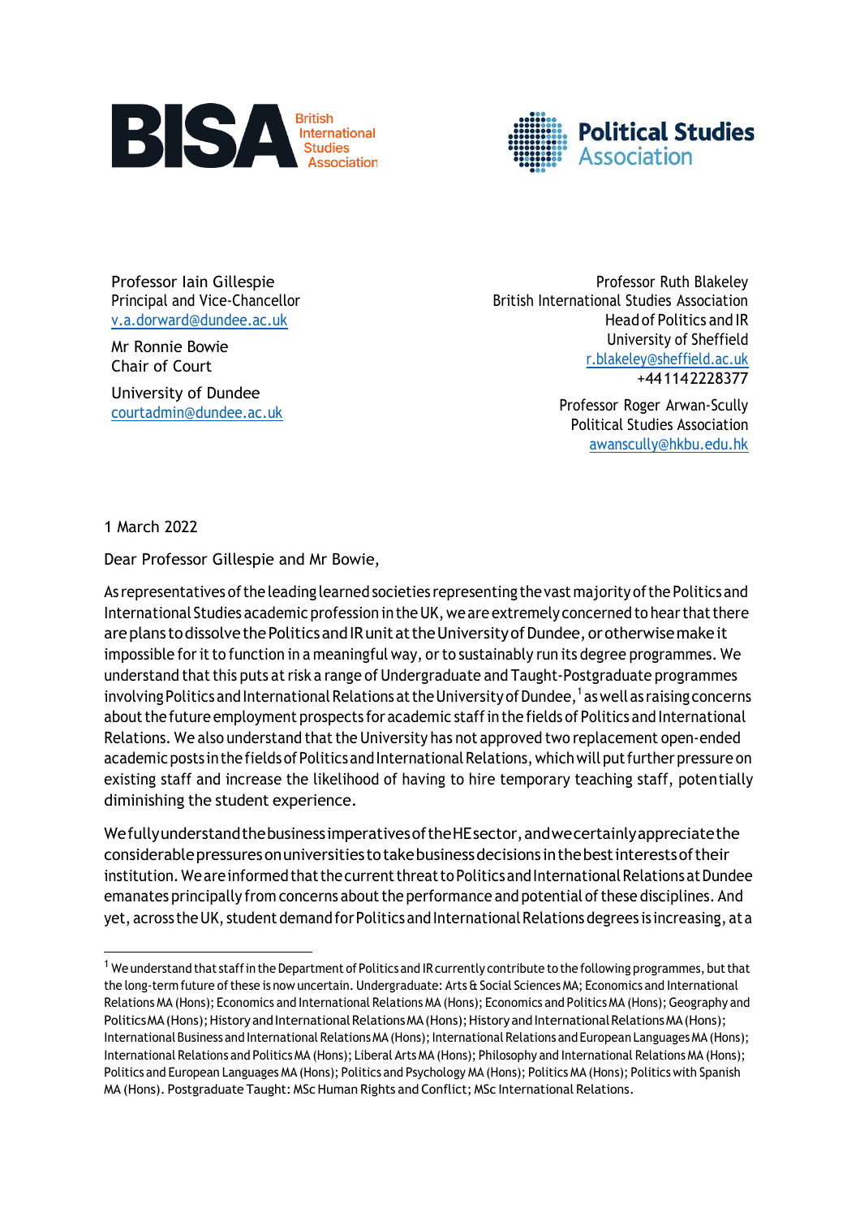BISA British International Studies Association

Political Studies Association

Professor Iain Gillespie
Principal and Vice-Chancellor
v.a.dorward@dundee.ac.uk

Mr Ronnie Bowie
Chair of Court

University of Dundee
courtadmin@dundee.ac.uk

Professor Ruth Blakeley
British International Studies Association
Head of Politics and IR
University of Sheffield
r.blakeley@sheffield.ac.uk
+441142228377

Professor Roger Awan-Scully
Political Studies Association
awanscully@hkbu.edu.hk

1 March 2022

Dear Professor Gillespie and Mr Bowie,

As representatives of the leading learned societies representing the vast majority of the Politics and International Studies academic profession in the UK, we are extremely concerned to hear that there are plans to dissolve the Politics and IR unit at the University of Dundee, or otherwise make it impossible for it to function in a meaningful way, or to sustainably run its degree programmes. We understand that this puts at risk a range of Undergraduate and Taught-Postgraduate programmes involving Politics and International Relations at the University of Dundee,[1] as well as raising concerns about the future employment prospects for academic staff in the fields of Politics and International Relations. We also understand that the University has not approved two replacement open-ended academic posts in the fields of Politics and International Relations, which will put further pressure on existing staff and increase the likelihood of having to hire temporary teaching staff, potentially diminishing the student experience.

We fully understand the business imperatives of the HE sector, and we certainly appreciate the considerable pressures on universities to take business decisions in the best interests of their institution. We are informed that the current threat to Politics and International Relations at Dundee emanates principally from concerns about the performance and potential of these disciplines. And yet, across the UK, student demand for Politics and International Relations degrees is increasing, at a

[1] We understand that staff in the Department of Politics and IR currently contribute to the following programmes, but that the long-term future of these is now uncertain. Undergraduate: Arts & Social Sciences MA; Economics and International Relations MA (Hons); Economics and International Relations MA (Hons); Economics and Politics MA (Hons); Geography and Politics MA (Hons); History and International Relations MA (Hons); History and International Relations MA (Hons); International Business and International Relations MA (Hons); International Relations and European Languages MA (Hons); International Relations and Politics MA (Hons); Liberal Arts MA (Hons); Philosophy and International Relations MA (Hons); Politics and European Languages MA (Hons); Politics and Psychology MA (Hons); Politics MA (Hons); Politics with Spanish MA (Hons). Postgraduate Taught: MSc Human Rights and Conflict; MSc International Relations.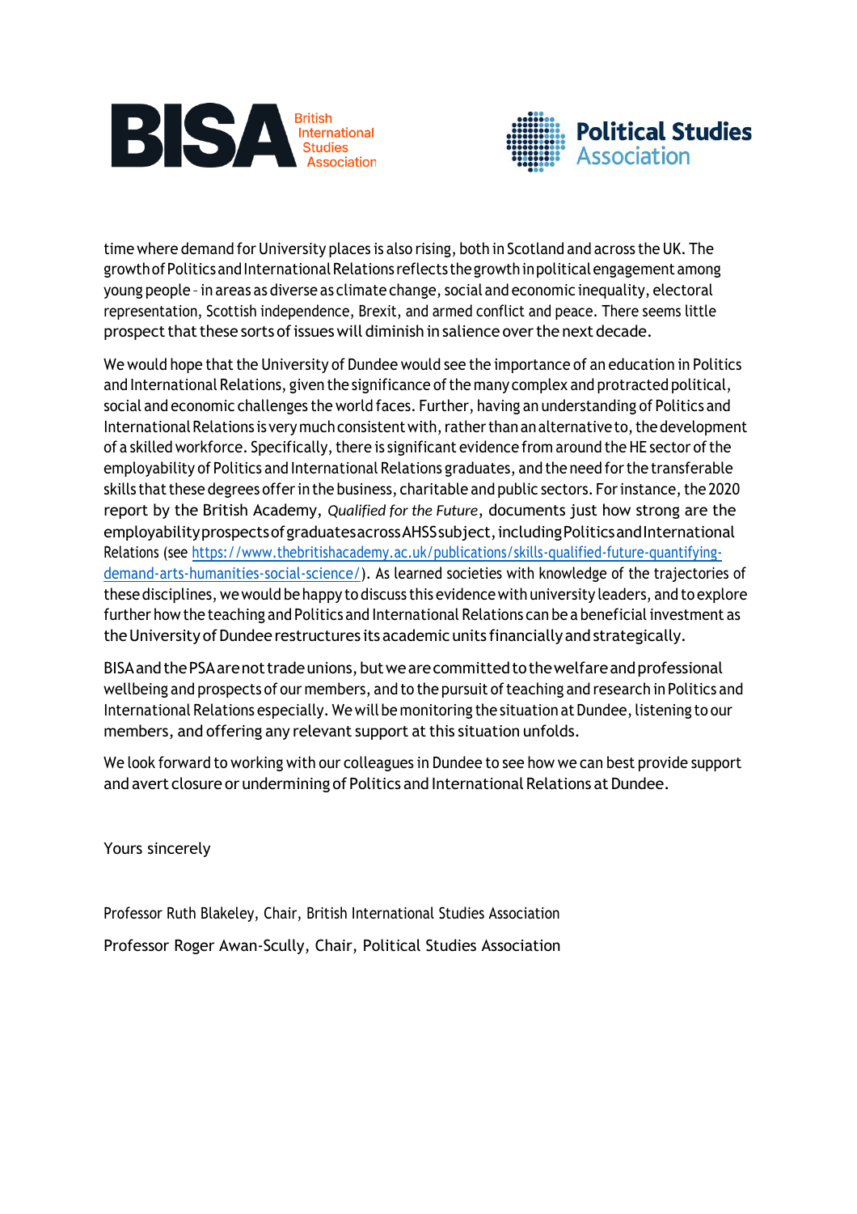time where demand for University places is also rising, both in Scotland and across the UK. The growth of Politics and International Relations reflects the growth in political engagement among young people - in areas as diverse as climate change, social and economic inequality, electoral representation, Scottish independence, Brexit, and armed conflict and peace. There seems little prospect that these sorts of issues will diminish in salience over the next decade.

We would hope that the University of Dundee would see the importance of an education in Politics and International Relations, given the significance of the many complex and protracted political, social and economic challenges the world faces. Further, having an understanding of Politics and International Relations is very much consistent with, rather than an alternative to, the development of a skilled workforce. Specifically, there is significant evidence from around the HE sector of the employability of Politics and International Relations graduates, and the need for the transferable skills that these degrees offer in the business, charitable and public sectors. For instance, the 2020 report by the British Academy, *Qualified for the Future*, documents just how strong are the employability prospects of graduates across AHSS subject, including Politics and International Relations (see https://www.thebritishacademy.ac.uk/publications/skills-qualified-future-quantifying-demand-arts-humanities-social-science/). As learned societies with knowledge of the trajectories of these disciplines, we would be happy to discuss this evidence with university leaders, and to explore further how the teaching and Politics and International Relations can be a beneficial investment as the University of Dundee restructures its academic units financially and strategically.

BISA and the PSA are not trade unions, but we are committed to the welfare and professional wellbeing and prospects of our members, and to the pursuit of teaching and research in Politics and International Relations especially. We will be monitoring the situation at Dundee, listening to our members, and offering any relevant support at this situation unfolds.

We look forward to working with our colleagues in Dundee to see how we can best provide support and avert closure or undermining of Politics and International Relations at Dundee.

Yours sincerely

Professor Ruth Blakeley, Chair, British International Studies Association

Professor Roger Awan-Scully, Chair, Political Studies Association